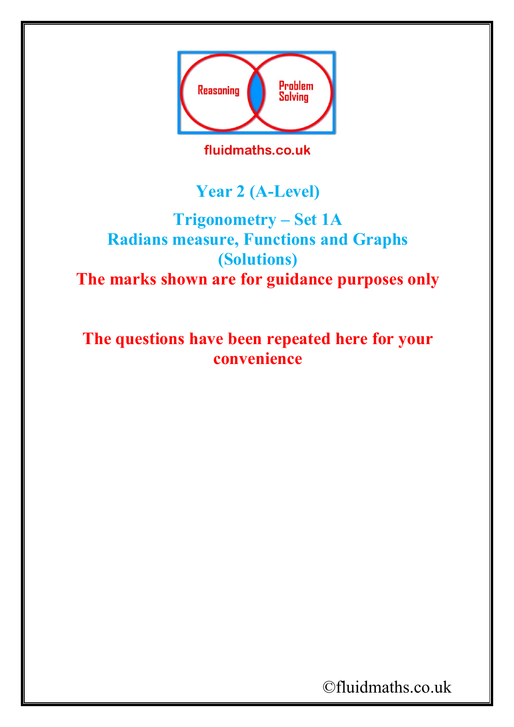Reasoning

Problem Solving

fluidmaths.co.uk

# Year 2 (A-Level)

## Trigonometry – Set 1A
## Radians measure, Functions and Graphs
## (Solutions)

**The marks shown are for guidance purposes only**

**The questions have been repeated here for your convenience**

©fluidmaths.co.uk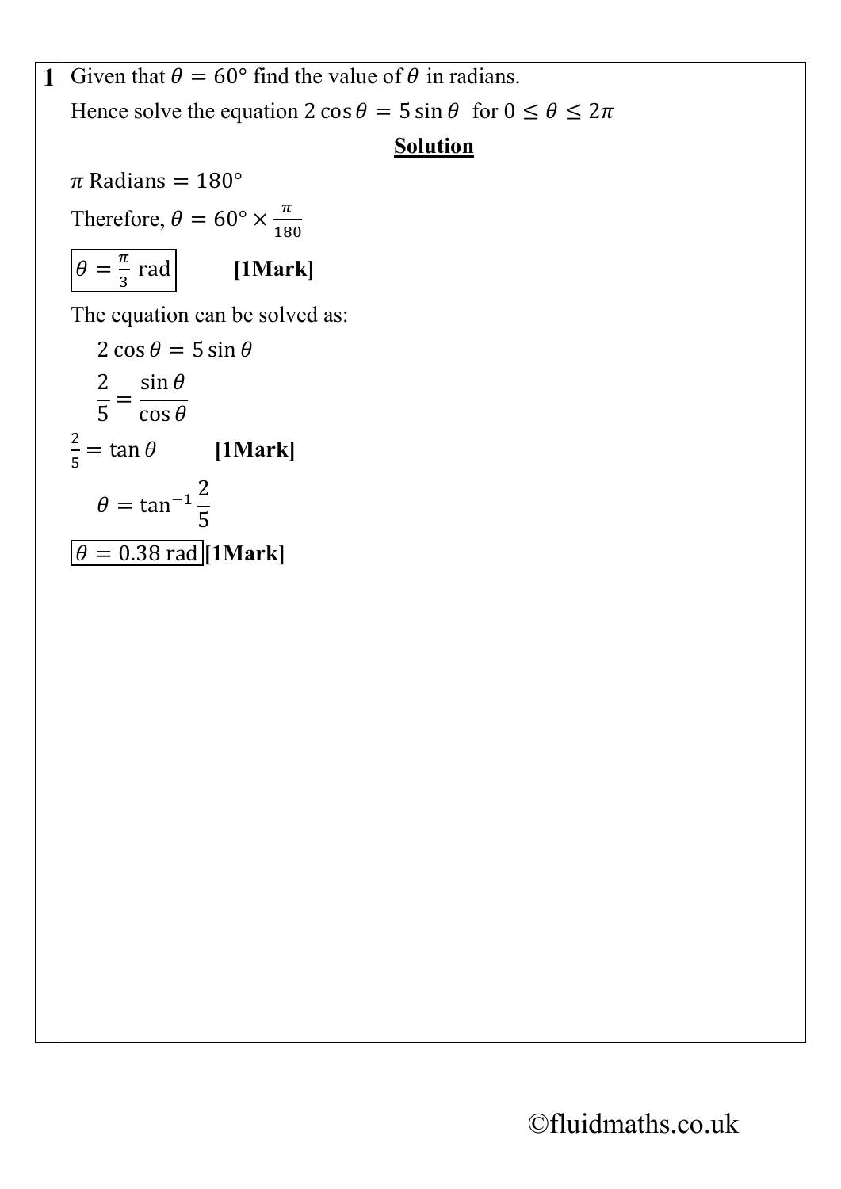**1** Given that $\theta = 60°$ find the value of $\theta$ in radians.

Hence solve the equation $2\cos\theta = 5\sin\theta$ for $0 \leq \theta \leq 2\pi$

## Solution

$\pi$ Radians $= 180°$

Therefore, $\theta = 60° \times \frac{\pi}{180}$

$\boxed{\theta = \frac{\pi}{3} \text{ rad}}$ **[1Mark]**

The equation can be solved as:

$$2\cos\theta = 5\sin\theta$$

$$\frac{2}{5} = \frac{\sin\theta}{\cos\theta}$$

$\frac{2}{5} = \tan\theta$ **[1Mark]**

$$\theta = \tan^{-1}\frac{2}{5}$$

$\boxed{\theta = 0.38 \text{ rad}}$ **[1Mark]**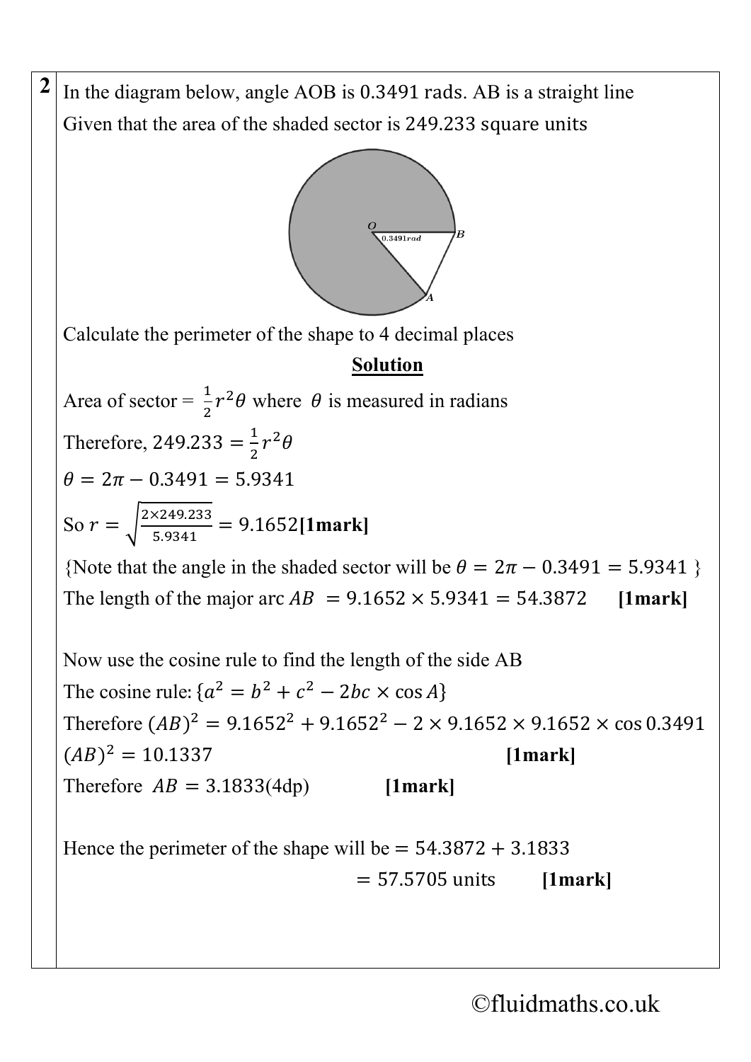**2** In the diagram below, angle AOB is 0.3491 rads. AB is a straight line

Given that the area of the shaded sector is 249.233 square units

Calculate the perimeter of the shape to 4 decimal places

**Solution**

Area of sector = $\frac{1}{2}r^2\theta$ where $\theta$ is measured in radians

Therefore, $249.233 = \frac{1}{2}r^2\theta$

$\theta = 2\pi - 0.3491 = 5.9341$

So $r = \sqrt{\frac{2\times 249.233}{5.9341}} = 9.1652$ **[1mark]**

{Note that the angle in the shaded sector will be $\theta = 2\pi - 0.3491 = 5.9341$ }

The length of the major arc $AB = 9.1652 \times 5.9341 = 54.3872$ **[1mark]**

Now use the cosine rule to find the length of the side AB

The cosine rule: $\{a^2 = b^2 + c^2 - 2bc \times \cos A\}$

Therefore $(AB)^2 = 9.1652^2 + 9.1652^2 - 2 \times 9.1652 \times 9.1652 \times \cos 0.3491$

$(AB)^2 = 10.1337$ **[1mark]**

Therefore $AB = 3.1833$(4dp) **[1mark]**

Hence the perimeter of the shape will be $= 54.3872 + 3.1833$

$= 57.5705$ units **[1mark]**

©fluidmaths.co.uk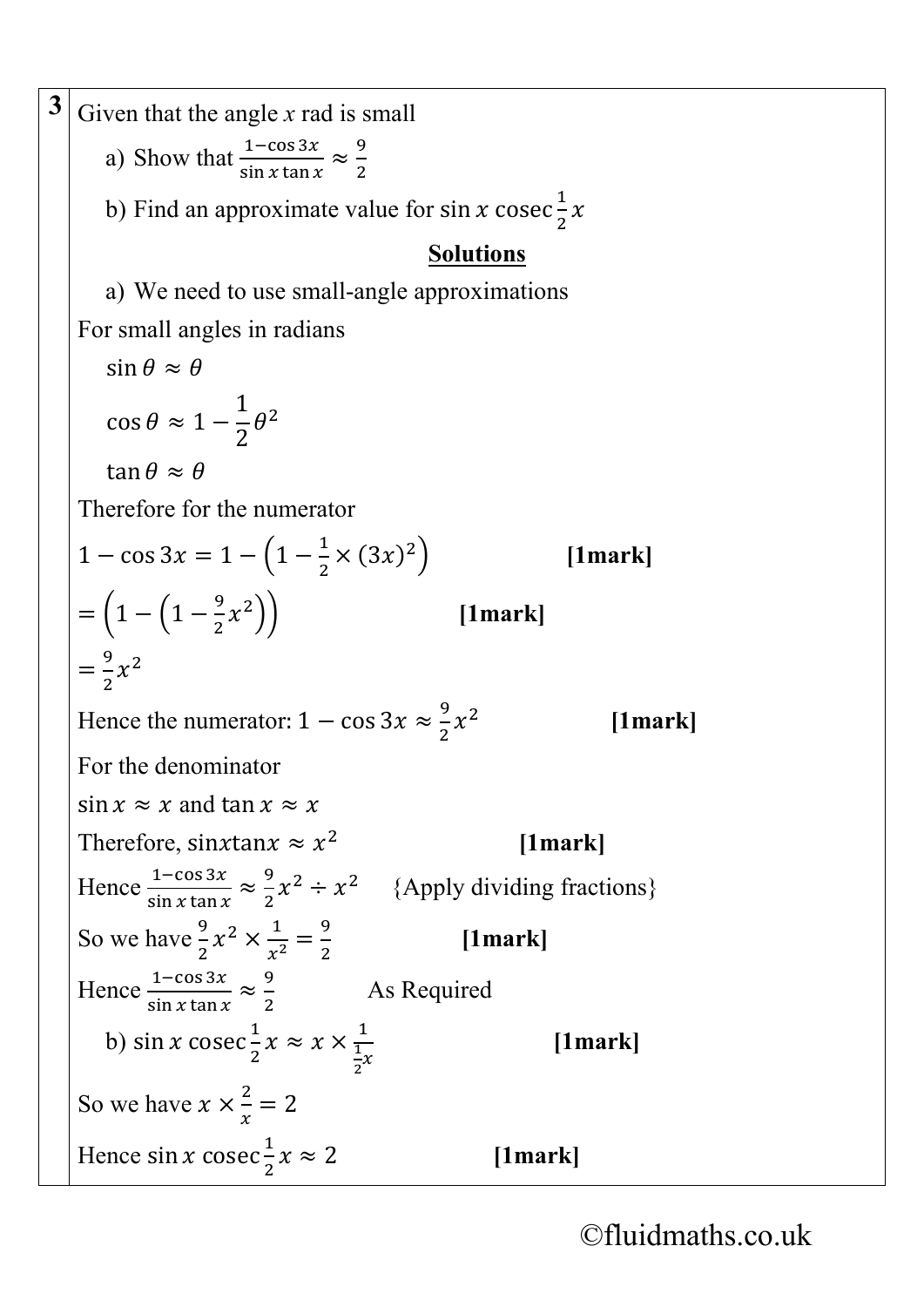**3** Given that the angle $x$ rad is small

a) Show that $\frac{1-\cos 3x}{\sin x \tan x} \approx \frac{9}{2}$

b) Find an approximate value for $\sin x \operatorname{cosec} \frac{1}{2}x$

**Solutions**

a) We need to use small-angle approximations

For small angles in radians

$\sin\theta \approx \theta$

$\cos\theta \approx 1 - \dfrac{1}{2}\theta^2$

$\tan\theta \approx \theta$

Therefore for the numerator

$1 - \cos 3x = 1 - \left(1 - \frac{1}{2} \times (3x)^2\right)$ **[1mark]**

$= \left(1 - \left(1 - \frac{9}{2}x^2\right)\right)$ **[1mark]**

$= \frac{9}{2}x^2$

Hence the numerator: $1 - \cos 3x \approx \frac{9}{2}x^2$ **[1mark]**

For the denominator

$\sin x \approx x$ and $\tan x \approx x$

Therefore, $\sin x \tan x \approx x^2$ **[1mark]**

Hence $\frac{1-\cos 3x}{\sin x \tan x} \approx \frac{9}{2}x^2 \div x^2$ {Apply dividing fractions}

So we have $\frac{9}{2}x^2 \times \frac{1}{x^2} = \frac{9}{2}$ **[1mark]**

Hence $\frac{1-\cos 3x}{\sin x \tan x} \approx \frac{9}{2}$ As Required

b) $\sin x \operatorname{cosec} \frac{1}{2}x \approx x \times \frac{1}{\frac{1}{2}x}$ **[1mark]**

So we have $x \times \frac{2}{x} = 2$

Hence $\sin x \operatorname{cosec} \frac{1}{2}x \approx 2$ **[1mark]**

©fluidmaths.co.uk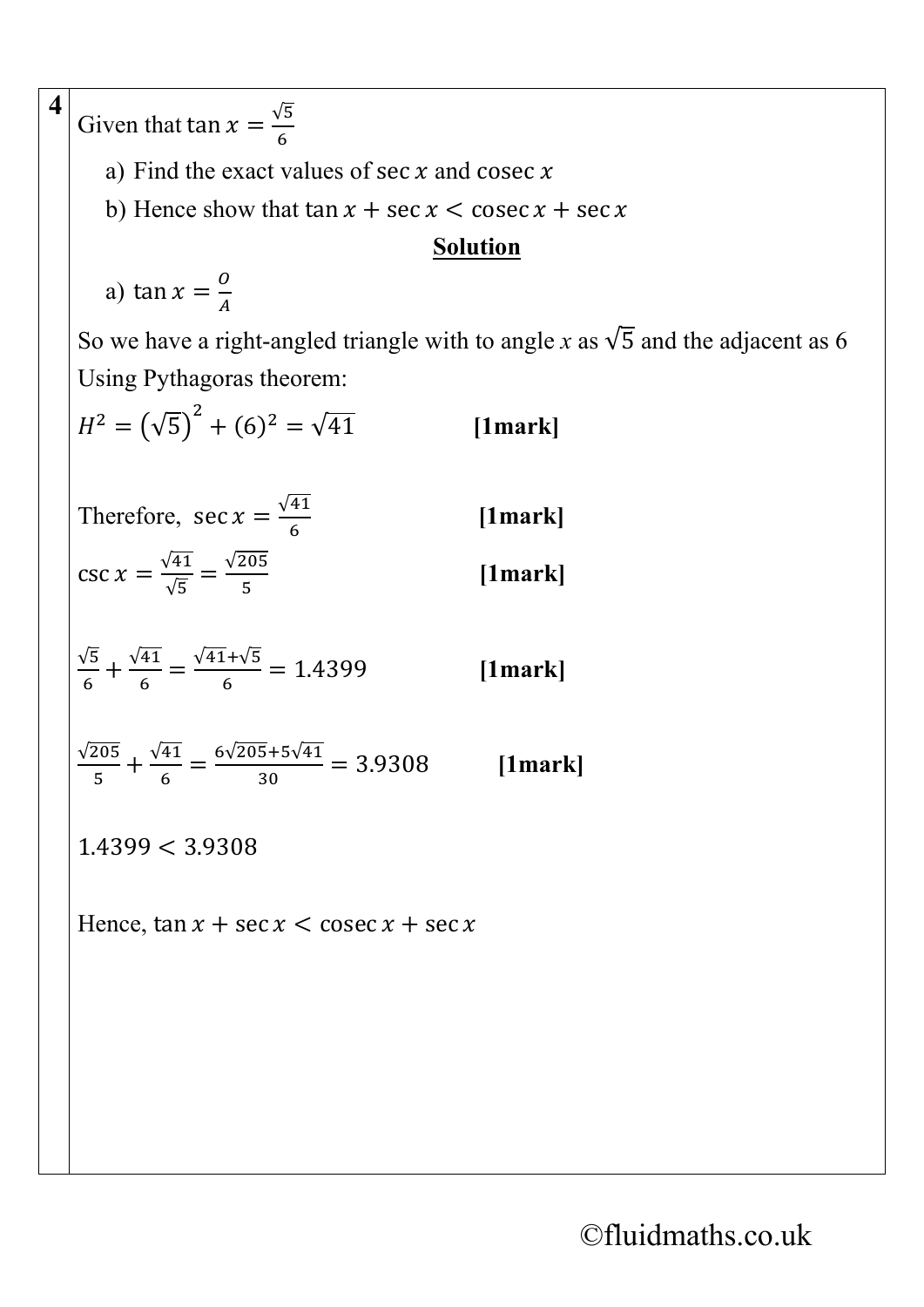**4**

Given that $\tan x = \frac{\sqrt{5}}{6}$

a) Find the exact values of $\sec x$ and $\operatorname{cosec} x$

b) Hence show that $\tan x + \sec x < \operatorname{cosec} x + \sec x$

**Solution**

a) $\tan x = \frac{O}{A}$

So we have a right-angled triangle with to angle $x$ as $\sqrt{5}$ and the adjacent as 6

Using Pythagoras theorem:

$H^2 = \left(\sqrt{5}\right)^2 + (6)^2 = \sqrt{41}$ **[1mark]**

Therefore, $\sec x = \frac{\sqrt{41}}{6}$ **[1mark]**

$\csc x = \frac{\sqrt{41}}{\sqrt{5}} = \frac{\sqrt{205}}{5}$ **[1mark]**

$\frac{\sqrt{5}}{6} + \frac{\sqrt{41}}{6} = \frac{\sqrt{41}+\sqrt{5}}{6} = 1.4399$ **[1mark]**

$\frac{\sqrt{205}}{5} + \frac{\sqrt{41}}{6} = \frac{6\sqrt{205}+5\sqrt{41}}{30} = 3.9308$ **[1mark]**

$1.4399 < 3.9308$

Hence, $\tan x + \sec x < \operatorname{cosec} x + \sec x$

©fluidmaths.co.uk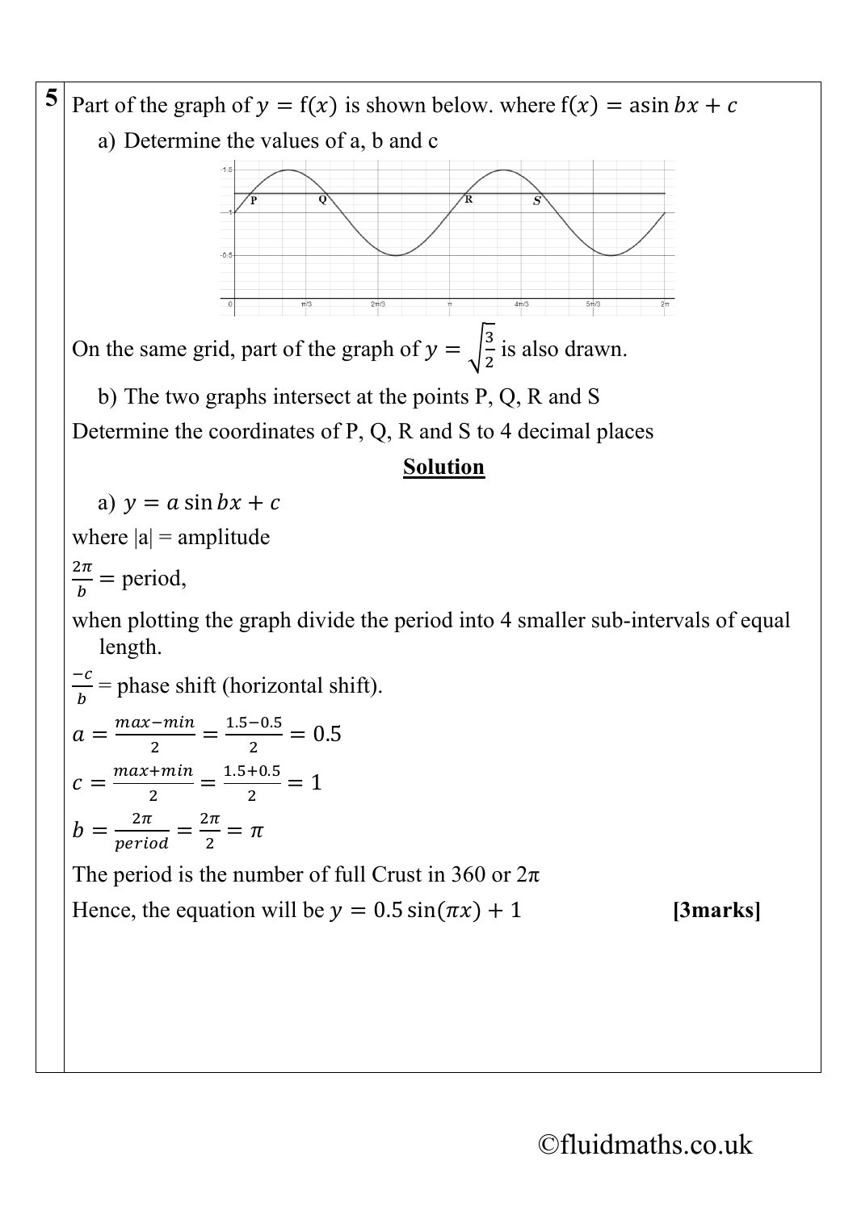**5** Part of the graph of $y = \mathrm{f}(x)$ is shown below. where $\mathrm{f}(x) = a\sin bx + c$

a) Determine the values of a, b and c

On the same grid, part of the graph of $y = \sqrt{\frac{3}{2}}$ is also drawn.

b) The two graphs intersect at the points P, Q, R and S

Determine the coordinates of P, Q, R and S to 4 decimal places

**<u>Solution</u>**

a) $y = a\sin bx + c$

where |a| = amplitude

$\frac{2\pi}{b}$ = period,

when plotting the graph divide the period into 4 smaller sub-intervals of equal length.

$\frac{-c}{b}$ = phase shift (horizontal shift).

$a = \frac{max - min}{2} = \frac{1.5 - 0.5}{2} = 0.5$

$c = \frac{max + min}{2} = \frac{1.5 + 0.5}{2} = 1$

$b = \frac{2\pi}{period} = \frac{2\pi}{2} = \pi$

The period is the number of full Crust in 360 or 2π

Hence, the equation will be $y = 0.5\sin(\pi x) + 1$ **[3marks]**

©fluidmaths.co.uk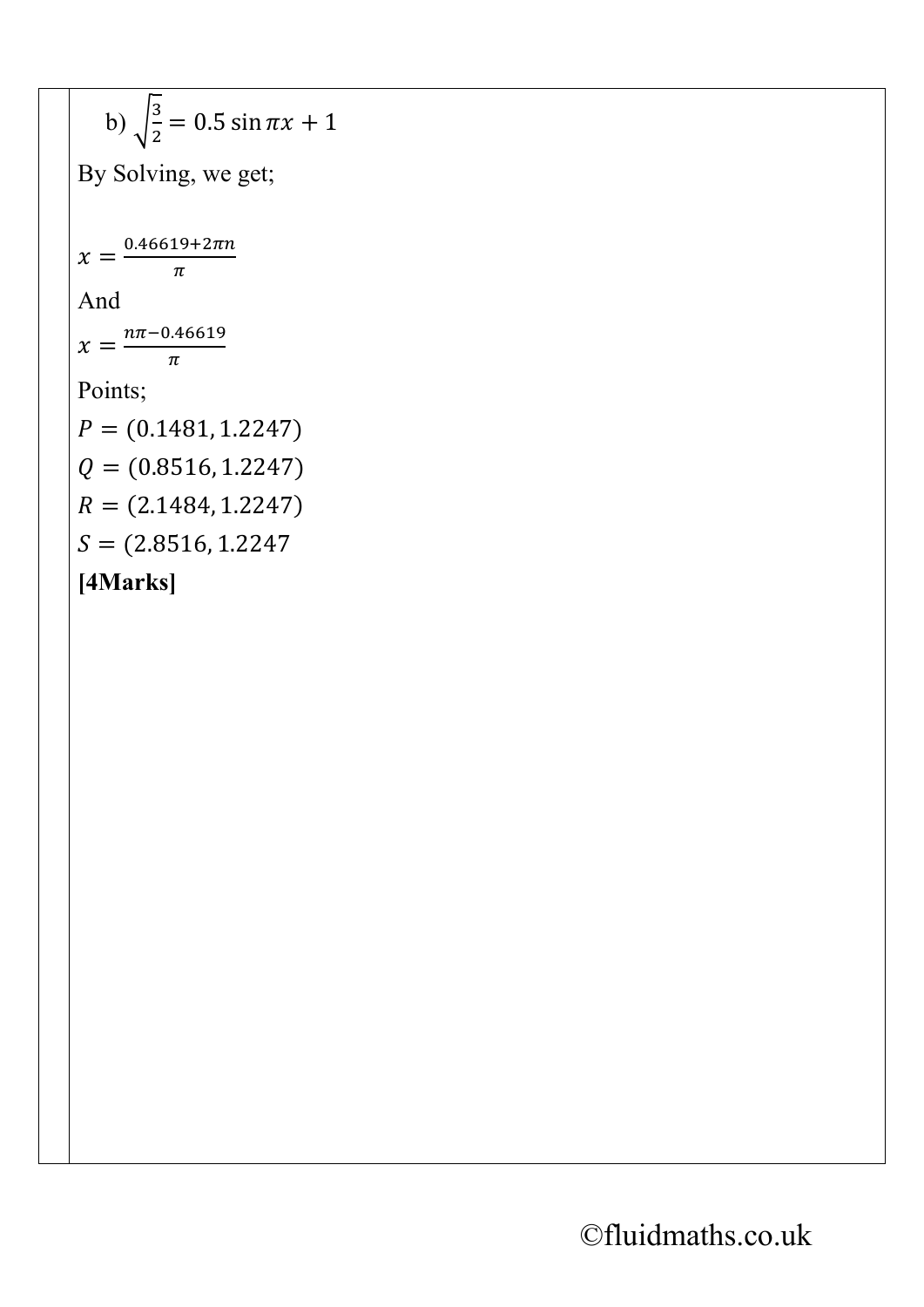b) $\sqrt{\frac{3}{2}} = 0.5 \sin \pi x + 1$

By Solving, we get;

$x = \frac{0.46619 + 2\pi n}{\pi}$

And

$x = \frac{n\pi - 0.46619}{\pi}$

Points;

$P = (0.1481, 1.2247)$

$Q = (0.8516, 1.2247)$

$R = (2.1484, 1.2247)$

$S = (2.8516, 1.2247$

**[4Marks]**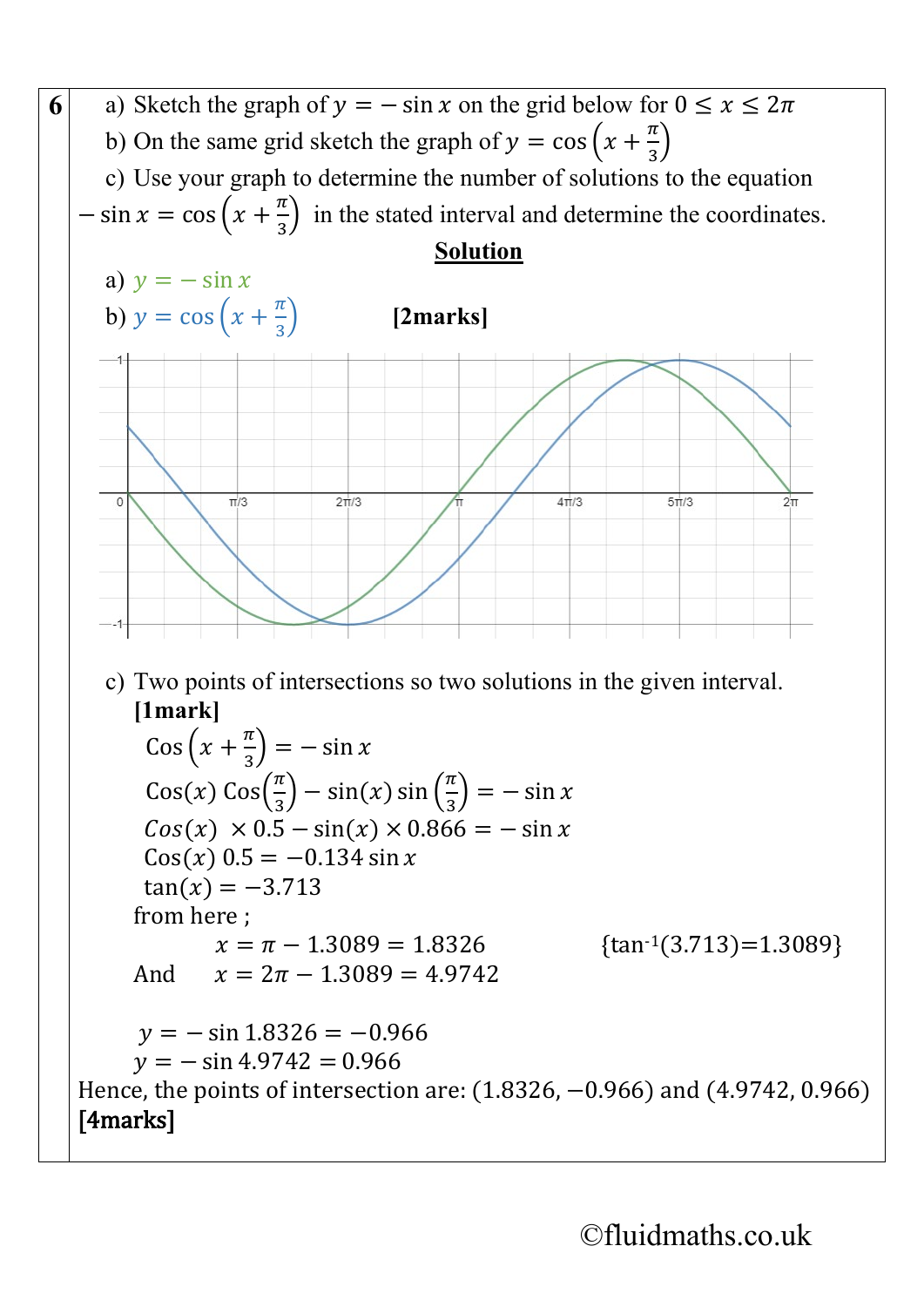**6**

a) Sketch the graph of $y = -\sin x$ on the grid below for $0 \leq x \leq 2\pi$

b) On the same grid sketch the graph of $y = \cos\left(x + \frac{\pi}{3}\right)$

c) Use your graph to determine the number of solutions to the equation $-\sin x = \cos\left(x + \frac{\pi}{3}\right)$ in the stated interval and determine the coordinates.

**Solution**

a) $y = -\sin x$

b) $y = \cos\left(x + \frac{\pi}{3}\right)$ **[2marks]**

1

0 π/3 2π/3 π 4π/3 5π/3 2π

-1

c) Two points of intersections so two solutions in the given interval. **[1mark]**

$\text{Cos}\left(x + \frac{\pi}{3}\right) = -\sin x$

$\text{Cos}(x)\ \text{Cos}\left(\frac{\pi}{3}\right) - \sin(x) \sin\left(\frac{\pi}{3}\right) = -\sin x$

$Cos(x)\ \times 0.5 - \sin(x) \times 0.866 = -\sin x$

$\text{Cos}(x)\ 0.5 = -0.134 \sin x$

$\tan(x) = -3.713$

from here ;

$x = \pi - 1.3089 = 1.8326$ $\{\tan^{-1}(3.713) = 1.3089\}$

And $x = 2\pi - 1.3089 = 4.9742$

$y = -\sin 1.8326 = -0.966$

$y = -\sin 4.9742 = 0.966$

Hence, the points of intersection are: $(1.8326, -0.966)$ and $(4.9742, 0.966)$ **[4marks]**

©fluidmaths.co.uk